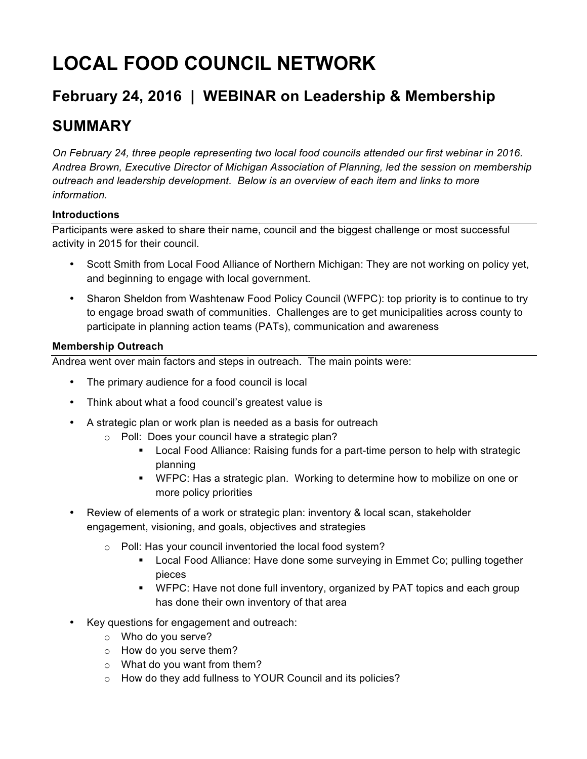# LOCAL FOOD COUNCIL NETWORK

## February 24, 2016 | WEBINAR on Leadership & Membership

## SUMMARY

*On February 24, three people representing two local food councils attended our first webinar in 2016. Andrea Brown, Executive Director of Michigan Association of Planning, led the session on membership outreach and leadership development. Below is an overview of each item and links to more information.*

### Introductions

Participants were asked to share their name, council and the biggest challenge or most successful activity in 2015 for their council.

- Scott Smith from Local Food Alliance of Northern Michigan: They are not working on policy yet, and beginning to engage with local government.
- Sharon Sheldon from Washtenaw Food Policy Council (WFPC): top priority is to continue to try to engage broad swath of communities. Challenges are to get municipalities across county to participate in planning action teams (PATs), communication and awareness

### Membership Outreach

Andrea went over main factors and steps in outreach. The main points were:

- The primary audience for a food council is local
- Think about what a food council's greatest value is
- A strategic plan or work plan is needed as a basis for outreach
  - Poll: Does your council have a strategic plan?
    - Local Food Alliance: Raising funds for a part-time person to help with strategic planning
    - WFPC: Has a strategic plan. Working to determine how to mobilize on one or more policy priorities
- Review of elements of a work or strategic plan: inventory & local scan, stakeholder engagement, visioning, and goals, objectives and strategies
  - Poll: Has your council inventoried the local food system?
    - Local Food Alliance: Have done some surveying in Emmet Co; pulling together pieces
    - WFPC: Have not done full inventory, organized by PAT topics and each group has done their own inventory of that area
- Key questions for engagement and outreach:
  - Who do you serve?
  - How do you serve them?
  - What do you want from them?
  - How do they add fullness to YOUR Council and its policies?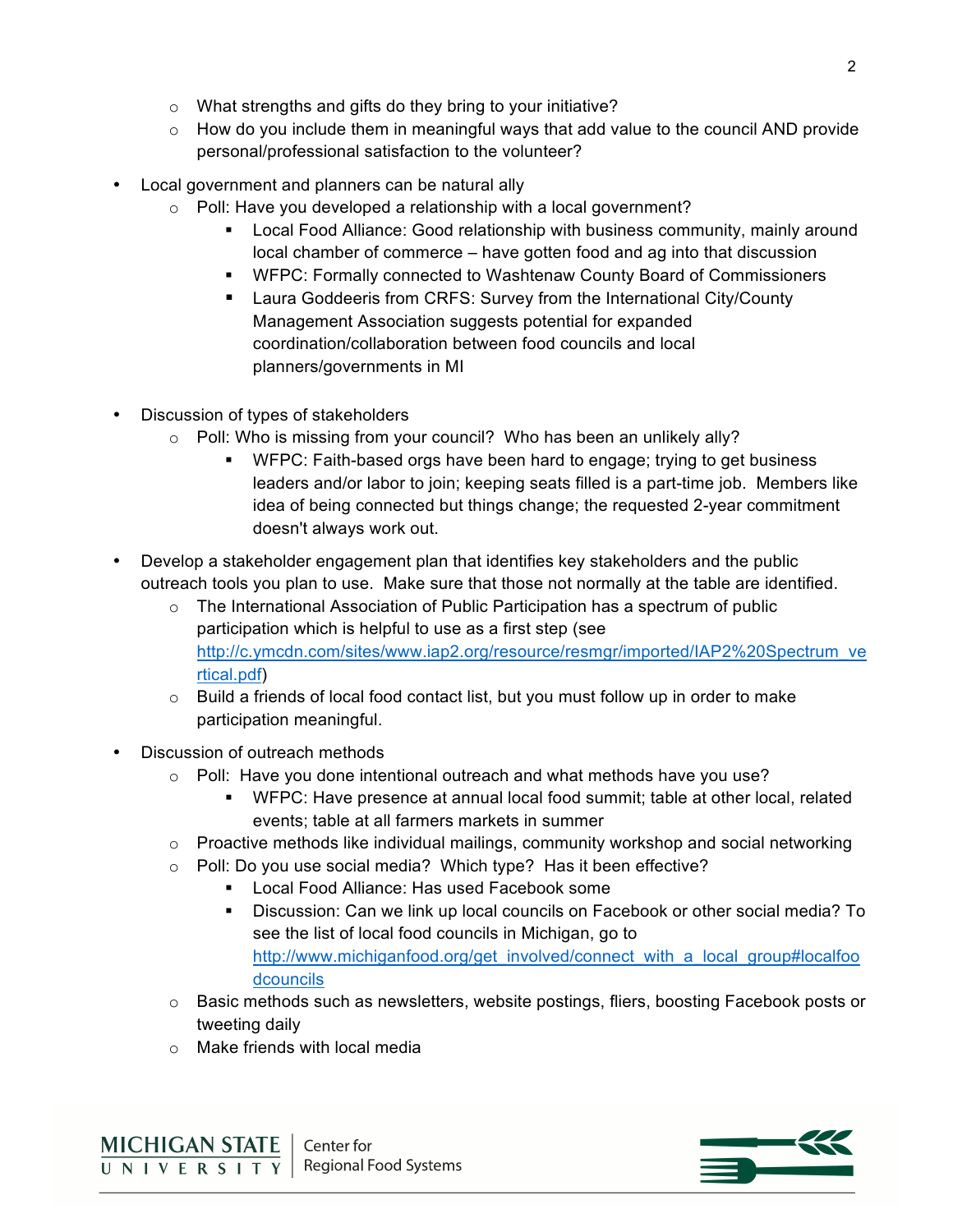- What strengths and gifts do they bring to your initiative?
  - How do you include them in meaningful ways that add value to the council AND provide personal/professional satisfaction to the volunteer?

- Local government and planners can be natural ally
  - Poll: Have you developed a relationship with a local government?
    - Local Food Alliance: Good relationship with business community, mainly around local chamber of commerce – have gotten food and ag into that discussion
    - WFPC: Formally connected to Washtenaw County Board of Commissioners
    - Laura Goddeeris from CRFS: Survey from the International City/County Management Association suggests potential for expanded coordination/collaboration between food councils and local planners/governments in MI

- Discussion of types of stakeholders
  - Poll: Who is missing from your council? Who has been an unlikely ally?
    - WFPC: Faith-based orgs have been hard to engage; trying to get business leaders and/or labor to join; keeping seats filled is a part-time job. Members like idea of being connected but things change; the requested 2-year commitment doesn't always work out.

- Develop a stakeholder engagement plan that identifies key stakeholders and the public outreach tools you plan to use. Make sure that those not normally at the table are identified.
  - The International Association of Public Participation has a spectrum of public participation which is helpful to use as a first step (see [http://c.ymcdn.com/sites/www.iap2.org/resource/resmgr/imported/IAP2%20Spectrum_vertical.pdf](http://c.ymcdn.com/sites/www.iap2.org/resource/resmgr/imported/IAP2%20Spectrum_vertical.pdf))
  - Build a friends of local food contact list, but you must follow up in order to make participation meaningful.

- Discussion of outreach methods
  - Poll: Have you done intentional outreach and what methods have you use?
    - WFPC: Have presence at annual local food summit; table at other local, related events; table at all farmers markets in summer
  - Proactive methods like individual mailings, community workshop and social networking
  - Poll: Do you use social media? Which type? Has it been effective?
    - Local Food Alliance: Has used Facebook some
    - Discussion: Can we link up local councils on Facebook or other social media? To see the list of local food councils in Michigan, go to [http://www.michiganfood.org/get_involved/connect_with_a_local_group#localfoodcouncils](http://www.michiganfood.org/get_involved/connect_with_a_local_group#localfoodcouncils)
  - Basic methods such as newsletters, website postings, fliers, boosting Facebook posts or tweeting daily
  - Make friends with local media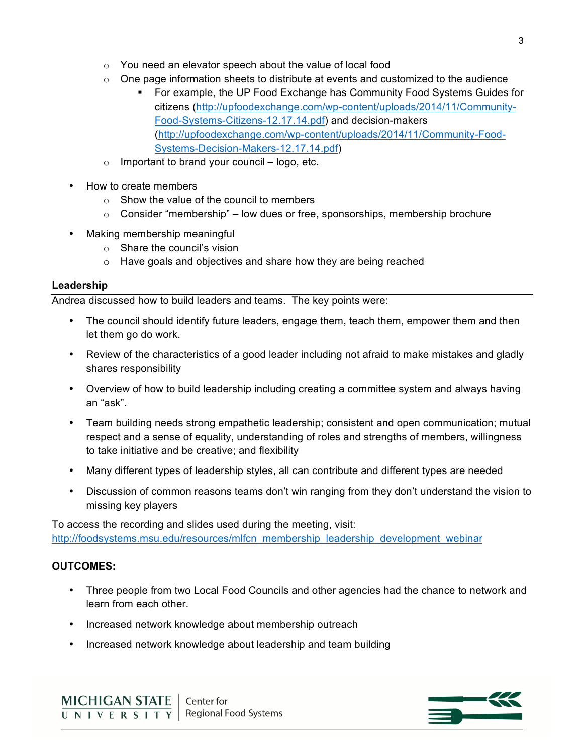- You need an elevator speech about the value of local food
  - One page information sheets to distribute at events and customized to the audience
    - For example, the UP Food Exchange has Community Food Systems Guides for citizens (http://upfoodexchange.com/wp-content/uploads/2014/11/Community-Food-Systems-Citizens-12.17.14.pdf) and decision-makers (http://upfoodexchange.com/wp-content/uploads/2014/11/Community-Food-Systems-Decision-Makers-12.17.14.pdf)
  - Important to brand your council – logo, etc.

- How to create members
  - Show the value of the council to members
  - Consider "membership" – low dues or free, sponsorships, membership brochure

- Making membership meaningful
  - Share the council's vision
  - Have goals and objectives and share how they are being reached

**Leadership**

Andrea discussed how to build leaders and teams. The key points were:

- The council should identify future leaders, engage them, teach them, empower them and then let them go do work.

- Review of the characteristics of a good leader including not afraid to make mistakes and gladly shares responsibility

- Overview of how to build leadership including creating a committee system and always having an "ask".

- Team building needs strong empathetic leadership; consistent and open communication; mutual respect and a sense of equality, understanding of roles and strengths of members, willingness to take initiative and be creative; and flexibility

- Many different types of leadership styles, all can contribute and different types are needed

- Discussion of common reasons teams don't win ranging from they don't understand the vision to missing key players

To access the recording and slides used during the meeting, visit: http://foodsystems.msu.edu/resources/mlfcn_membership_leadership_development_webinar

**OUTCOMES:**

- Three people from two Local Food Councils and other agencies had the chance to network and learn from each other.

- Increased network knowledge about membership outreach

- Increased network knowledge about leadership and team building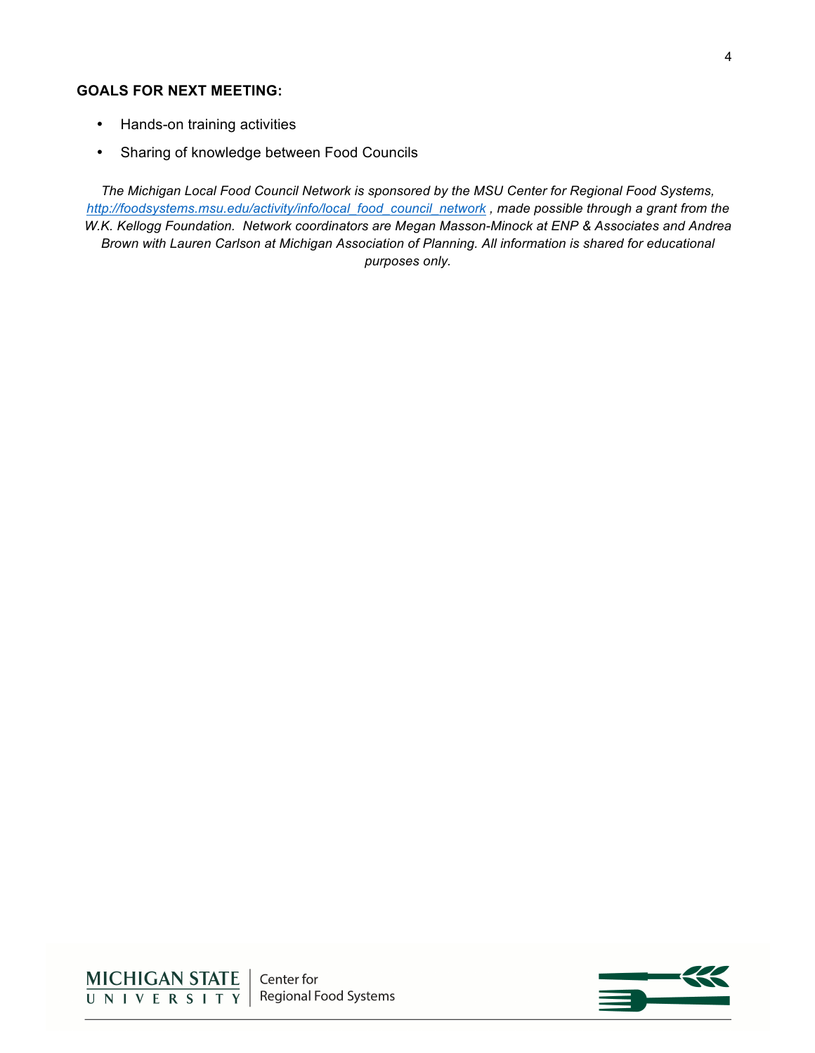**GOALS FOR NEXT MEETING:**

- Hands-on training activities
- Sharing of knowledge between Food Councils

*The Michigan Local Food Council Network is sponsored by the MSU Center for Regional Food Systems, [http://foodsystems.msu.edu/activity/info/local_food_council_network](http://foodsystems.msu.edu/activity/info/local_food_council_network) , made possible through a grant from the W.K. Kellogg Foundation. Network coordinators are Megan Masson-Minock at ENP & Associates and Andrea Brown with Lauren Carlson at Michigan Association of Planning. All information is shared for educational purposes only.*

MICHIGAN STATE UNIVERSITY | Center for Regional Food Systems